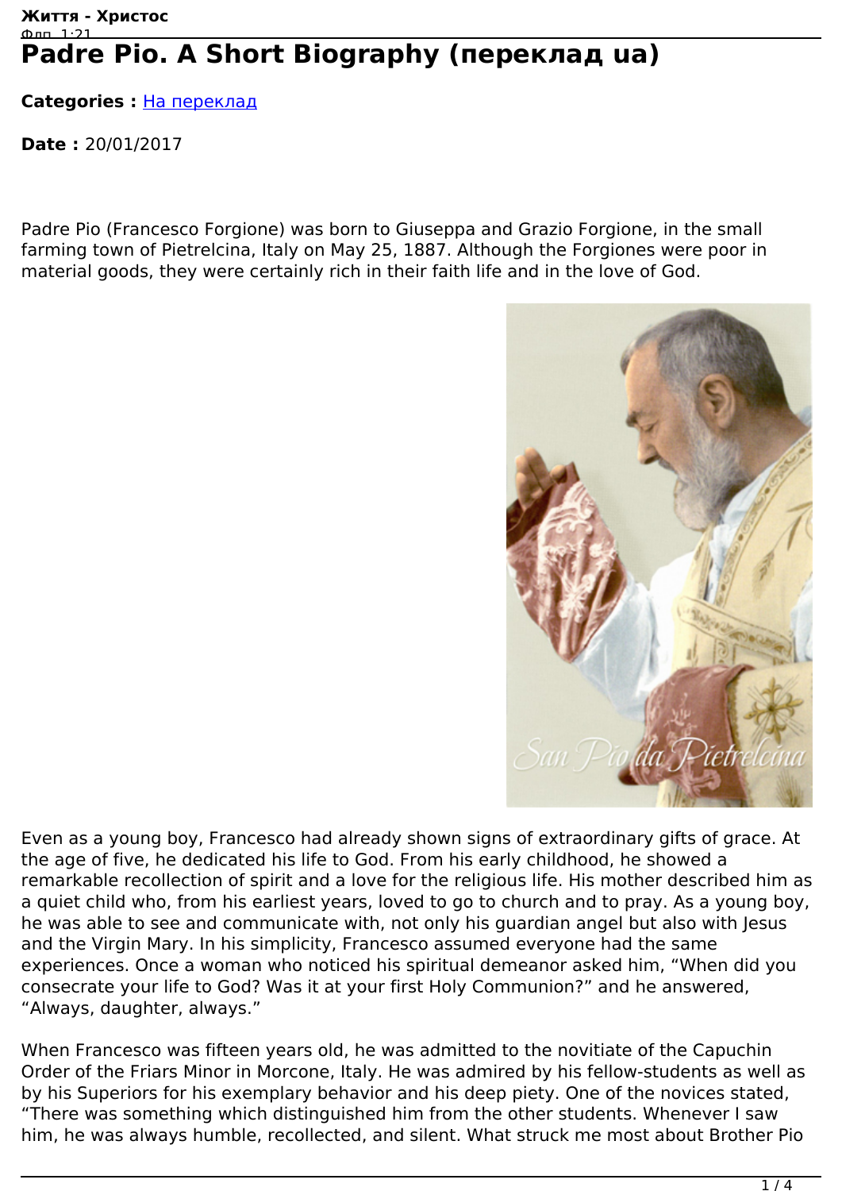# Padre Pio. A Short Biography (переклад ua)

**Categories :** На переклад

**Date :** 20/01/2017

Padre Pio (Francesco Forgione) was born to Giuseppa and Grazio Forgione, in the small farming town of Pietrelcina, Italy on May 25, 1887. Although the Forgiones were poor in material goods, they were certainly rich in their faith life and in the love of God.

Even as a young boy, Francesco had already shown signs of extraordinary gifts of grace. At the age of five, he dedicated his life to God. From his early childhood, he showed a remarkable recollection of spirit and a love for the religious life. His mother described him as a quiet child who, from his earliest years, loved to go to church and to pray. As a young boy, he was able to see and communicate with, not only his guardian angel but also with Jesus and the Virgin Mary. In his simplicity, Francesco assumed everyone had the same experiences. Once a woman who noticed his spiritual demeanor asked him, "When did you consecrate your life to God? Was it at your first Holy Communion?" and he answered, "Always, daughter, always."

When Francesco was fifteen years old, he was admitted to the novitiate of the Capuchin Order of the Friars Minor in Morcone, Italy. He was admired by his fellow-students as well as by his Superiors for his exemplary behavior and his deep piety. One of the novices stated, "There was something which distinguished him from the other students. Whenever I saw him, he was always humble, recollected, and silent. What struck me most about Brother Pio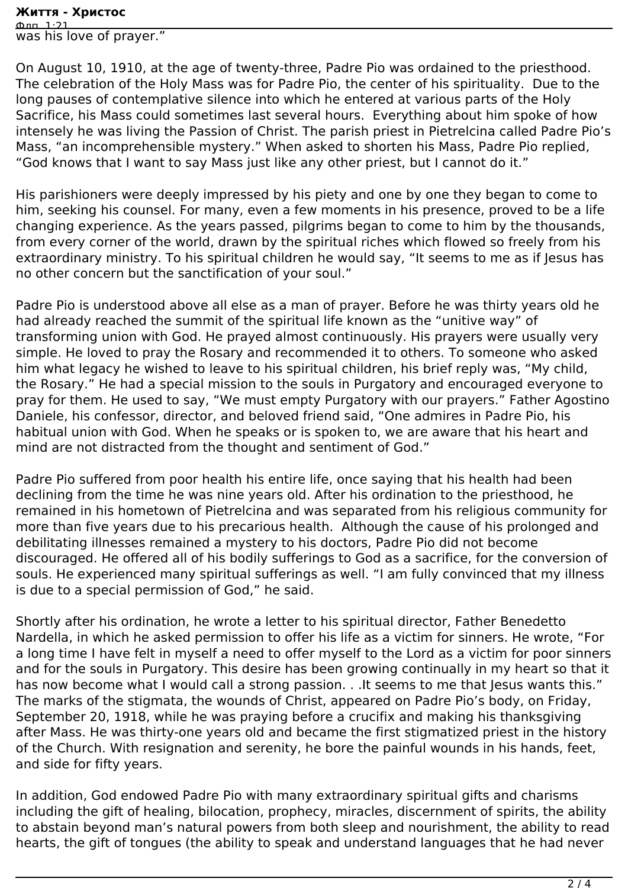was his love of prayer.”

On August 10, 1910, at the age of twenty-three, Padre Pio was ordained to the priesthood. The celebration of the Holy Mass was for Padre Pio, the center of his spirituality.  Due to the long pauses of contemplative silence into which he entered at various parts of the Holy Sacrifice, his Mass could sometimes last several hours.  Everything about him spoke of how intensely he was living the Passion of Christ. The parish priest in Pietrelcina called Padre Pio’s Mass, “an incomprehensible mystery.” When asked to shorten his Mass, Padre Pio replied, “God knows that I want to say Mass just like any other priest, but I cannot do it.”

His parishioners were deeply impressed by his piety and one by one they began to come to him, seeking his counsel. For many, even a few moments in his presence, proved to be a life changing experience. As the years passed, pilgrims began to come to him by the thousands, from every corner of the world, drawn by the spiritual riches which flowed so freely from his extraordinary ministry. To his spiritual children he would say, “It seems to me as if Jesus has no other concern but the sanctification of your soul.”

Padre Pio is understood above all else as a man of prayer. Before he was thirty years old he had already reached the summit of the spiritual life known as the “unitive way” of transforming union with God. He prayed almost continuously. His prayers were usually very simple. He loved to pray the Rosary and recommended it to others. To someone who asked him what legacy he wished to leave to his spiritual children, his brief reply was, “My child, the Rosary.” He had a special mission to the souls in Purgatory and encouraged everyone to pray for them. He used to say, “We must empty Purgatory with our prayers.” Father Agostino Daniele, his confessor, director, and beloved friend said, “One admires in Padre Pio, his habitual union with God. When he speaks or is spoken to, we are aware that his heart and mind are not distracted from the thought and sentiment of God.”

Padre Pio suffered from poor health his entire life, once saying that his health had been declining from the time he was nine years old. After his ordination to the priesthood, he remained in his hometown of Pietrelcina and was separated from his religious community for more than five years due to his precarious health.  Although the cause of his prolonged and debilitating illnesses remained a mystery to his doctors, Padre Pio did not become discouraged. He offered all of his bodily sufferings to God as a sacrifice, for the conversion of souls. He experienced many spiritual sufferings as well. “I am fully convinced that my illness is due to a special permission of God,” he said.

Shortly after his ordination, he wrote a letter to his spiritual director, Father Benedetto Nardella, in which he asked permission to offer his life as a victim for sinners. He wrote, “For a long time I have felt in myself a need to offer myself to the Lord as a victim for poor sinners and for the souls in Purgatory. This desire has been growing continually in my heart so that it has now become what I would call a strong passion. . .It seems to me that Jesus wants this.” The marks of the stigmata, the wounds of Christ, appeared on Padre Pio’s body, on Friday, September 20, 1918, while he was praying before a crucifix and making his thanksgiving after Mass. He was thirty-one years old and became the first stigmatized priest in the history of the Church. With resignation and serenity, he bore the painful wounds in his hands, feet, and side for fifty years.

In addition, God endowed Padre Pio with many extraordinary spiritual gifts and charisms including the gift of healing, bilocation, prophecy, miracles, discernment of spirits, the ability to abstain beyond man’s natural powers from both sleep and nourishment, the ability to read hearts, the gift of tongues (the ability to speak and understand languages that he had never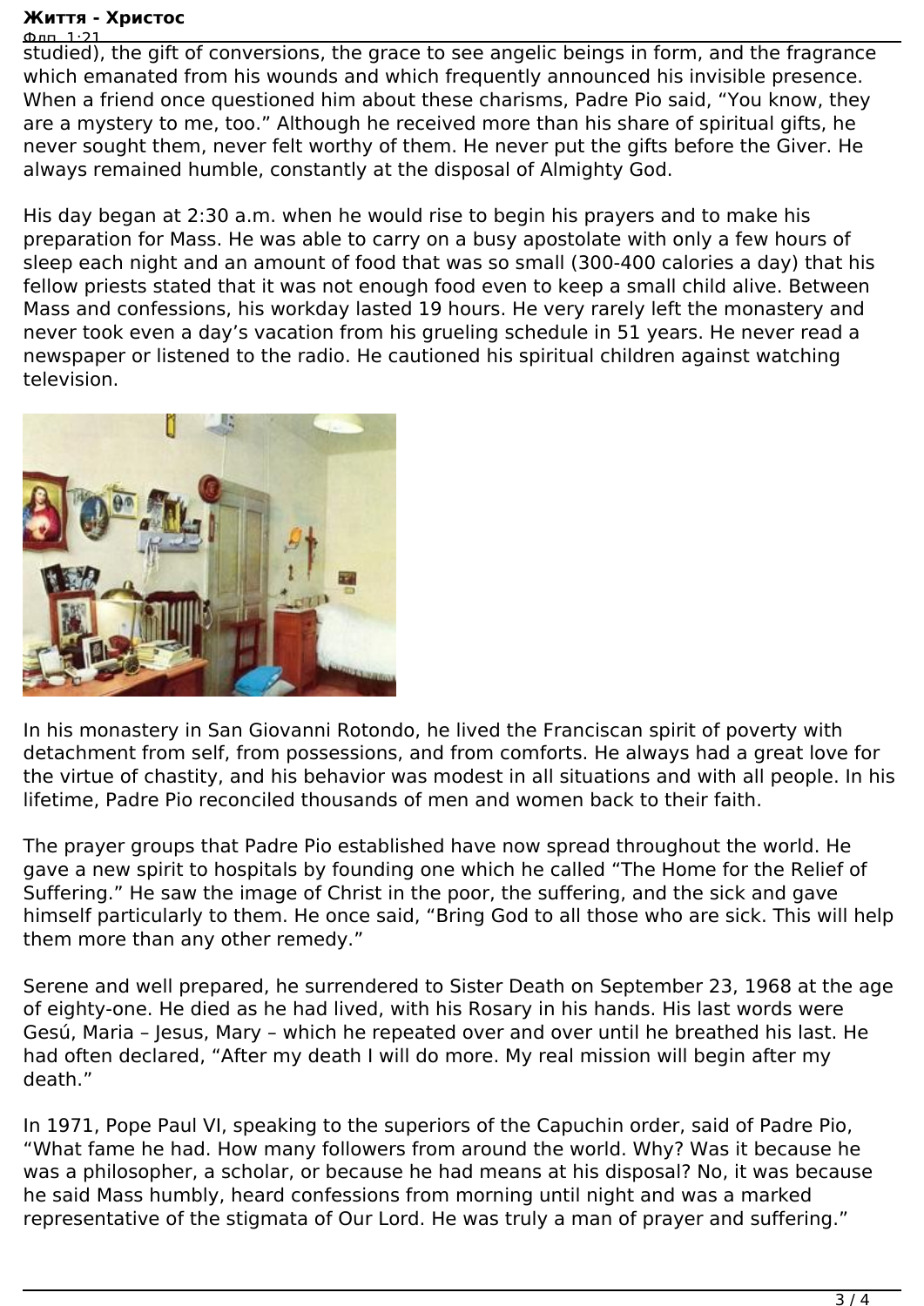studied), the gift of conversions, the grace to see angelic beings in form, and the fragrance which emanated from his wounds and which frequently announced his invisible presence. When a friend once questioned him about these charisms, Padre Pio said, “You know, they are a mystery to me, too.” Although he received more than his share of spiritual gifts, he never sought them, never felt worthy of them. He never put the gifts before the Giver. He always remained humble, constantly at the disposal of Almighty God.

His day began at 2:30 a.m. when he would rise to begin his prayers and to make his preparation for Mass. He was able to carry on a busy apostolate with only a few hours of sleep each night and an amount of food that was so small (300-400 calories a day) that his fellow priests stated that it was not enough food even to keep a small child alive. Between Mass and confessions, his workday lasted 19 hours. He very rarely left the monastery and never took even a day’s vacation from his grueling schedule in 51 years. He never read a newspaper or listened to the radio. He cautioned his spiritual children against watching television.

In his monastery in San Giovanni Rotondo, he lived the Franciscan spirit of poverty with detachment from self, from possessions, and from comforts. He always had a great love for the virtue of chastity, and his behavior was modest in all situations and with all people. In his lifetime, Padre Pio reconciled thousands of men and women back to their faith.

The prayer groups that Padre Pio established have now spread throughout the world. He gave a new spirit to hospitals by founding one which he called “The Home for the Relief of Suffering.” He saw the image of Christ in the poor, the suffering, and the sick and gave himself particularly to them. He once said, “Bring God to all those who are sick. This will help them more than any other remedy.”

Serene and well prepared, he surrendered to Sister Death on September 23, 1968 at the age of eighty-one. He died as he had lived, with his Rosary in his hands. His last words were Gesú, Maria – Jesus, Mary – which he repeated over and over until he breathed his last. He had often declared, “After my death I will do more. My real mission will begin after my death.”

In 1971, Pope Paul VI, speaking to the superiors of the Capuchin order, said of Padre Pio, “What fame he had. How many followers from around the world. Why? Was it because he was a philosopher, a scholar, or because he had means at his disposal? No, it was because he said Mass humbly, heard confessions from morning until night and was a marked representative of the stigmata of Our Lord. He was truly a man of prayer and suffering.”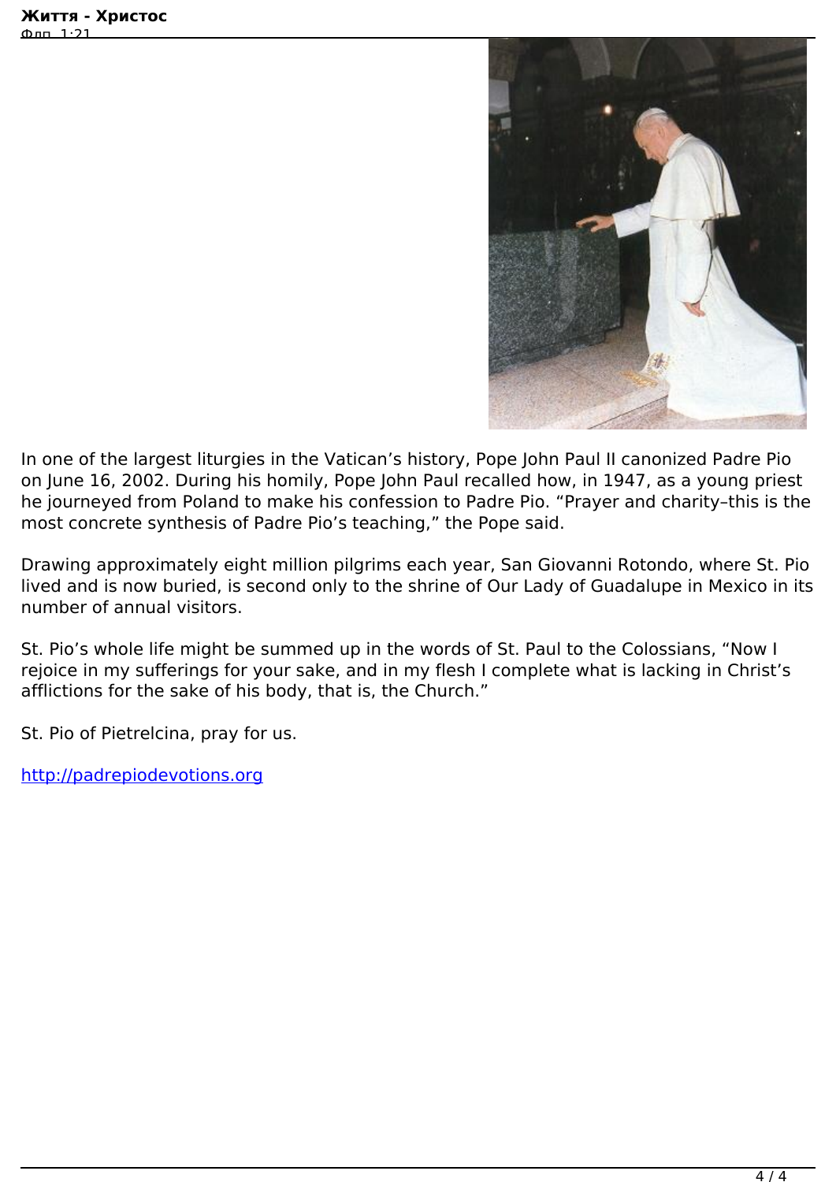In one of the largest liturgies in the Vatican's history, Pope John Paul II canonized Padre Pio on June 16, 2002. During his homily, Pope John Paul recalled how, in 1947, as a young priest he journeyed from Poland to make his confession to Padre Pio. "Prayer and charity–this is the most concrete synthesis of Padre Pio's teaching," the Pope said.

Drawing approximately eight million pilgrims each year, San Giovanni Rotondo, where St. Pio lived and is now buried, is second only to the shrine of Our Lady of Guadalupe in Mexico in its number of annual visitors.

St. Pio's whole life might be summed up in the words of St. Paul to the Colossians, "Now I rejoice in my sufferings for your sake, and in my flesh I complete what is lacking in Christ's afflictions for the sake of his body, that is, the Church."

St. Pio of Pietrelcina, pray for us.

http://padrepiodevotions.org